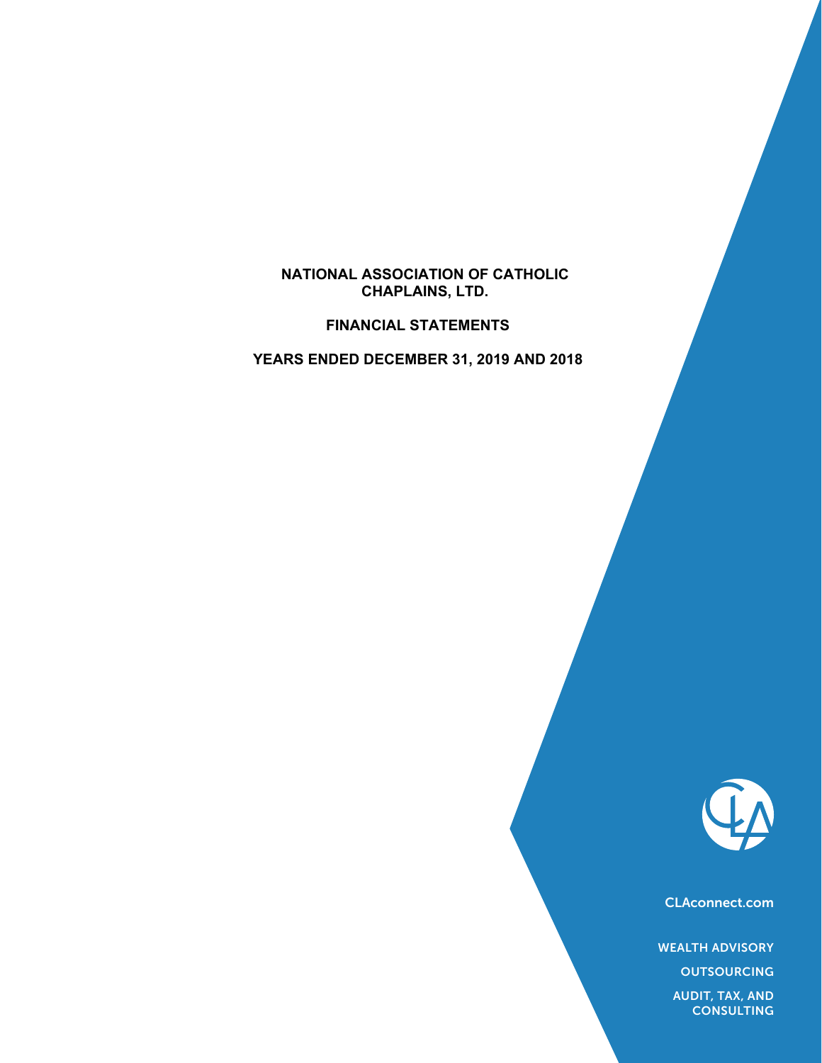# NATIONAL ASSOCIATION OF CATHOLIC CHAPLAINS, LTD.

## FINANCIAL STATEMENTS

## YEARS ENDED DECEMBER 31, 2019 AND 2018

CLAconnect.com

WEALTH ADVISORY

OUTSOURCING

AUDIT, TAX, AND CONSULTING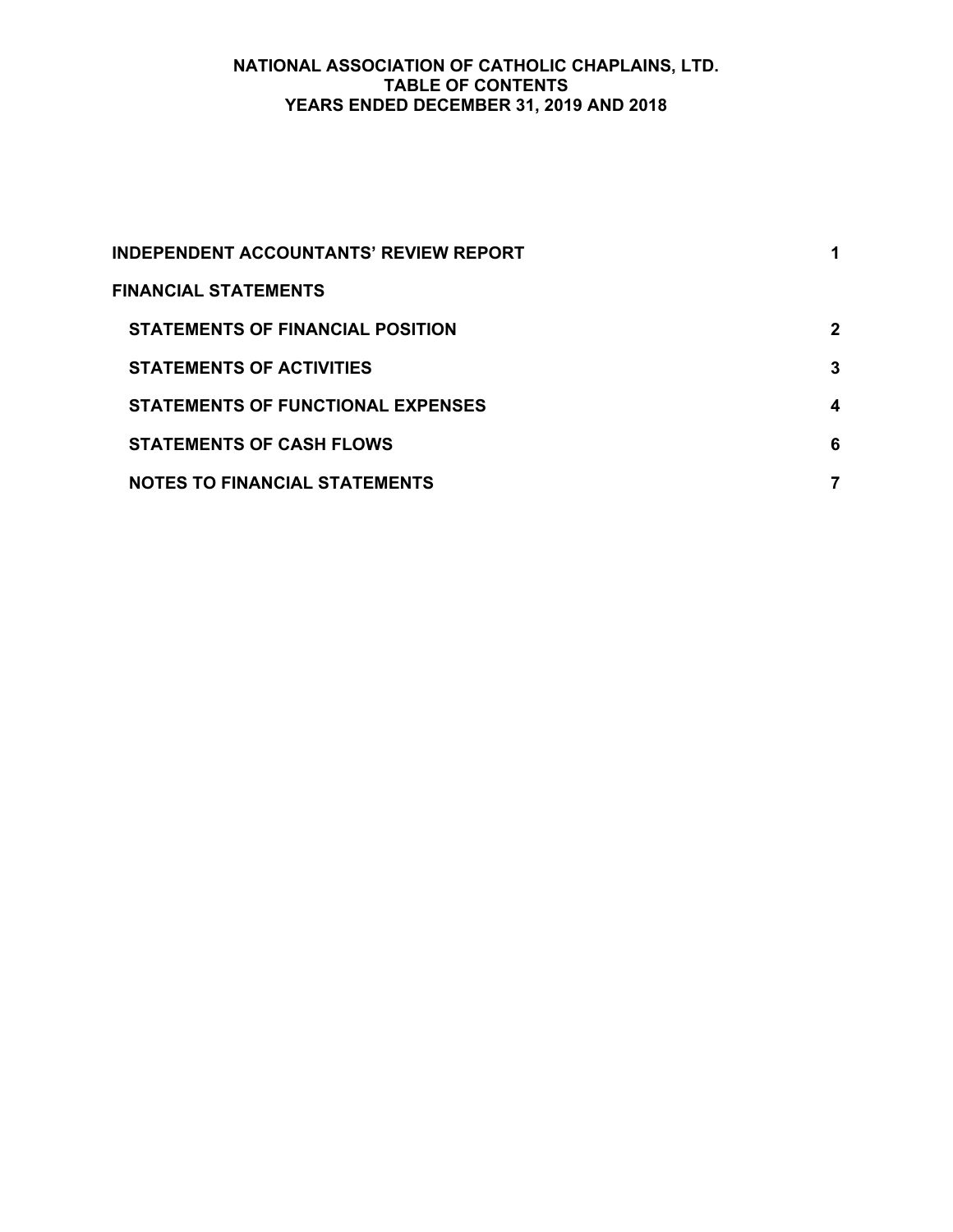# NATIONAL ASSOCIATION OF CATHOLIC CHAPLAINS, LTD.
## TABLE OF CONTENTS
## YEARS ENDED DECEMBER 31, 2019 AND 2018

| | |
|---|---|
| **INDEPENDENT ACCOUNTANTS' REVIEW REPORT** | **1** |
| **FINANCIAL STATEMENTS** | |
| **STATEMENTS OF FINANCIAL POSITION** | **2** |
| **STATEMENTS OF ACTIVITIES** | **3** |
| **STATEMENTS OF FUNCTIONAL EXPENSES** | **4** |
| **STATEMENTS OF CASH FLOWS** | **6** |
| **NOTES TO FINANCIAL STATEMENTS** | **7** |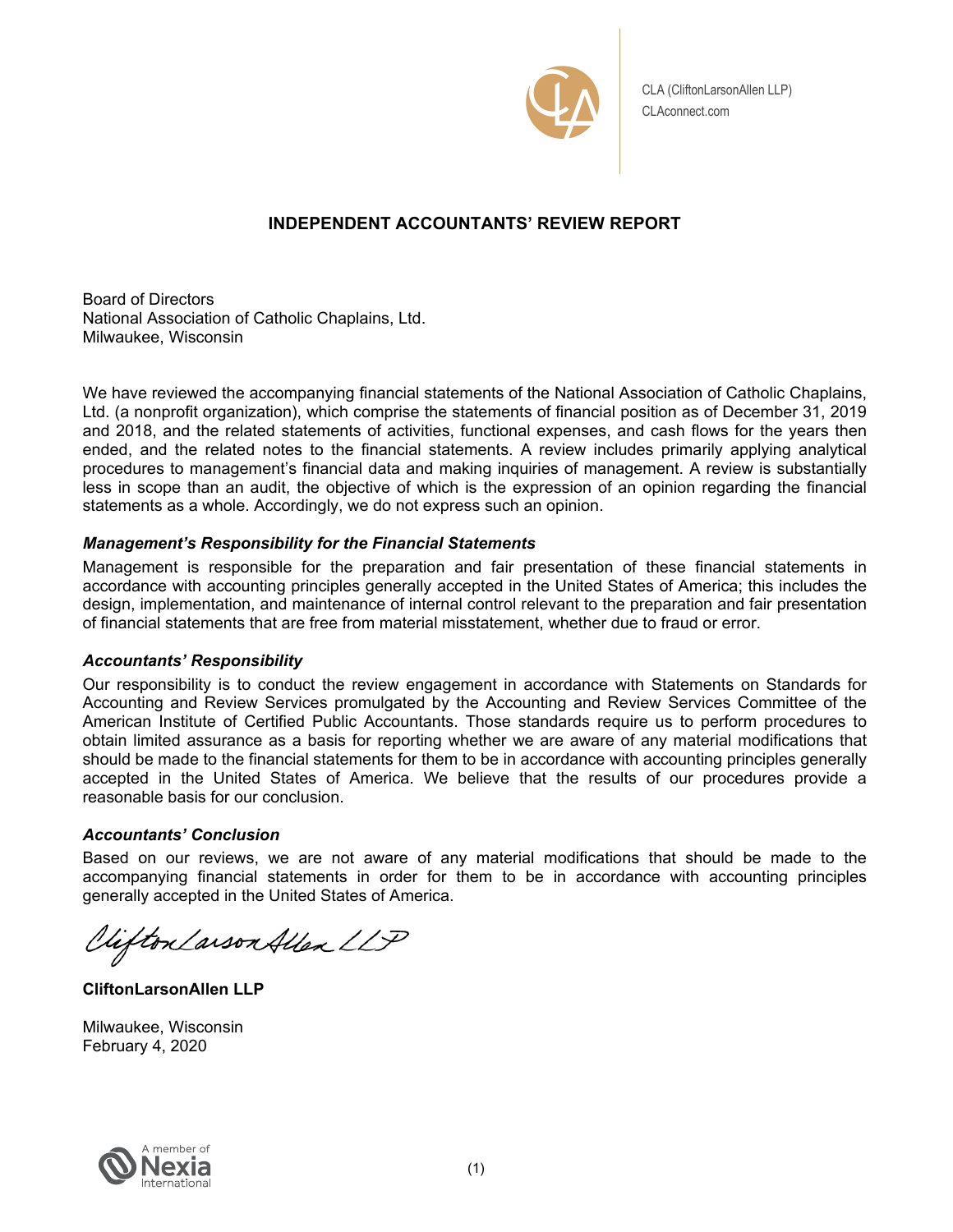CLA (CliftonLarsonAllen LLP)
CLAconnect.com

## INDEPENDENT ACCOUNTANTS' REVIEW REPORT

Board of Directors
National Association of Catholic Chaplains, Ltd.
Milwaukee, Wisconsin

We have reviewed the accompanying financial statements of the National Association of Catholic Chaplains, Ltd. (a nonprofit organization), which comprise the statements of financial position as of December 31, 2019 and 2018, and the related statements of activities, functional expenses, and cash flows for the years then ended, and the related notes to the financial statements. A review includes primarily applying analytical procedures to management's financial data and making inquiries of management. A review is substantially less in scope than an audit, the objective of which is the expression of an opinion regarding the financial statements as a whole. Accordingly, we do not express such an opinion.

***Management's Responsibility for the Financial Statements***

Management is responsible for the preparation and fair presentation of these financial statements in accordance with accounting principles generally accepted in the United States of America; this includes the design, implementation, and maintenance of internal control relevant to the preparation and fair presentation of financial statements that are free from material misstatement, whether due to fraud or error.

***Accountants' Responsibility***

Our responsibility is to conduct the review engagement in accordance with Statements on Standards for Accounting and Review Services promulgated by the Accounting and Review Services Committee of the American Institute of Certified Public Accountants. Those standards require us to perform procedures to obtain limited assurance as a basis for reporting whether we are aware of any material modifications that should be made to the financial statements for them to be in accordance with accounting principles generally accepted in the United States of America. We believe that the results of our procedures provide a reasonable basis for our conclusion.

***Accountants' Conclusion***

Based on our reviews, we are not aware of any material modifications that should be made to the accompanying financial statements in order for them to be in accordance with accounting principles generally accepted in the United States of America.

CliftonLarsonAllen LLP

**CliftonLarsonAllen LLP**

Milwaukee, Wisconsin
February 4, 2020

A member of Nexia International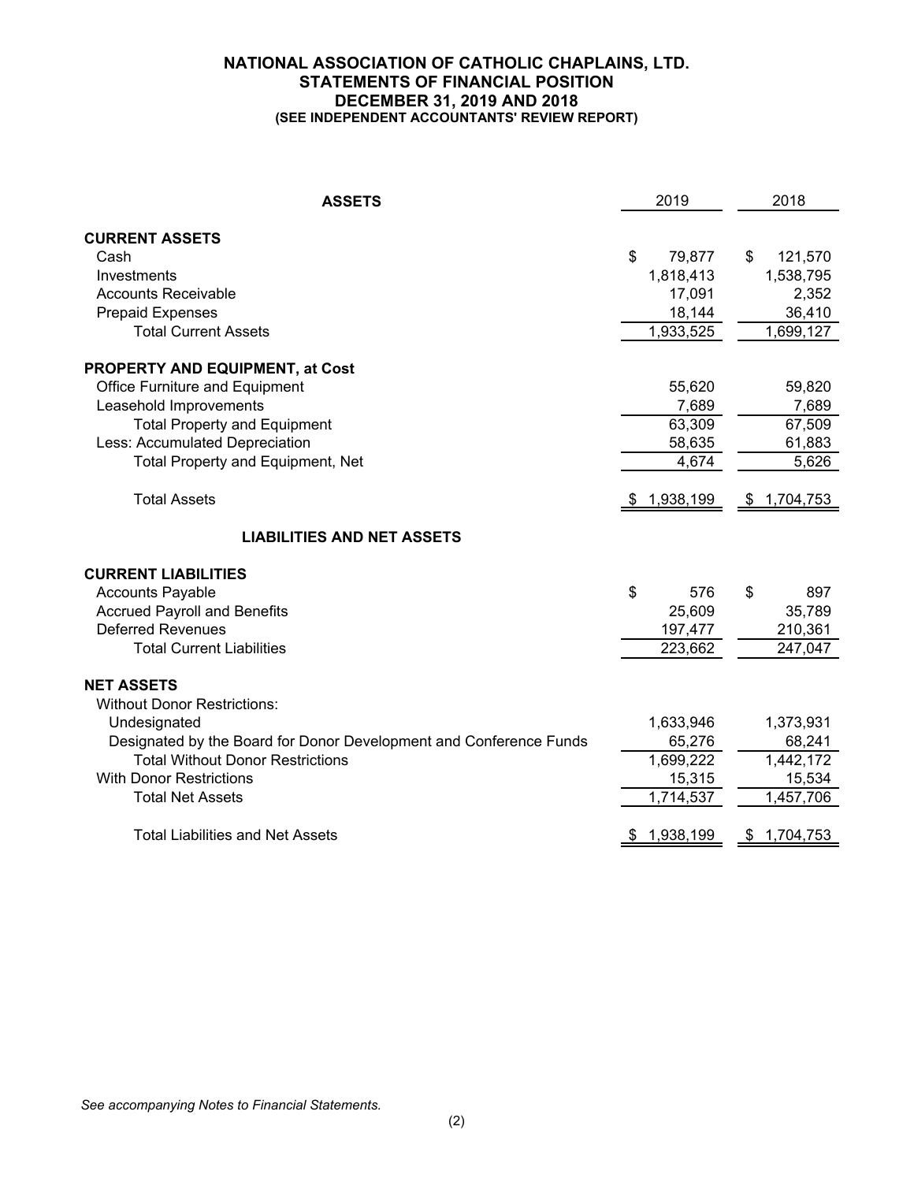# NATIONAL ASSOCIATION OF CATHOLIC CHAPLAINS, LTD.
## STATEMENTS OF FINANCIAL POSITION
## DECEMBER 31, 2019 AND 2018
### (SEE INDEPENDENT ACCOUNTANTS' REVIEW REPORT)

| ASSETS | 2019 | 2018 |
|---|---|---|
| **CURRENT ASSETS** | | |
| Cash | $ 79,877 | $ 121,570 |
| Investments | 1,818,413 | 1,538,795 |
| Accounts Receivable | 17,091 | 2,352 |
| Prepaid Expenses | 18,144 | 36,410 |
| Total Current Assets | 1,933,525 | 1,699,127 |
| **PROPERTY AND EQUIPMENT, at Cost** | | |
| Office Furniture and Equipment | 55,620 | 59,820 |
| Leasehold Improvements | 7,689 | 7,689 |
| Total Property and Equipment | 63,309 | 67,509 |
| Less: Accumulated Depreciation | 58,635 | 61,883 |
| Total Property and Equipment, Net | 4,674 | 5,626 |
| Total Assets | $ 1,938,199 | $ 1,704,753 |
| **LIABILITIES AND NET ASSETS** | | |
| **CURRENT LIABILITIES** | | |
| Accounts Payable | $ 576 | $ 897 |
| Accrued Payroll and Benefits | 25,609 | 35,789 |
| Deferred Revenues | 197,477 | 210,361 |
| Total Current Liabilities | 223,662 | 247,047 |
| **NET ASSETS** | | |
| Without Donor Restrictions: | | |
| Undesignated | 1,633,946 | 1,373,931 |
| Designated by the Board for Donor Development and Conference Funds | 65,276 | 68,241 |
| Total Without Donor Restrictions | 1,699,222 | 1,442,172 |
| With Donor Restrictions | 15,315 | 15,534 |
| Total Net Assets | 1,714,537 | 1,457,706 |
| Total Liabilities and Net Assets | $ 1,938,199 | $ 1,704,753 |

*See accompanying Notes to Financial Statements.*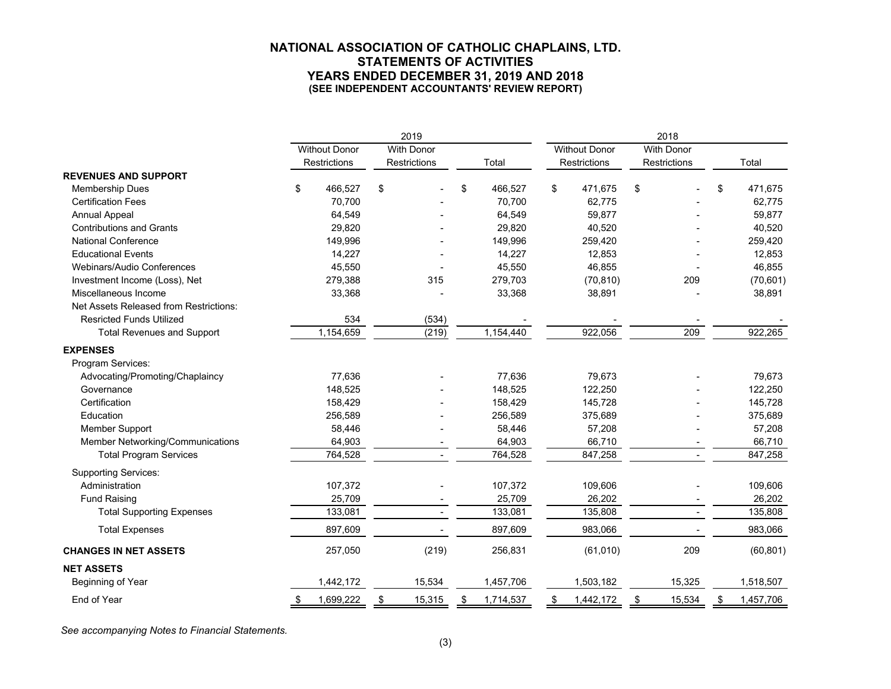# NATIONAL ASSOCIATION OF CATHOLIC CHAPLAINS, LTD.
## STATEMENTS OF ACTIVITIES
## YEARS ENDED DECEMBER 31, 2019 AND 2018
### (SEE INDEPENDENT ACCOUNTANTS' REVIEW REPORT)

| | 2019 | | | 2018 | | |
|---|---|---|---|---|---|---|
| | Without Donor Restrictions | With Donor Restrictions | Total | Without Donor Restrictions | With Donor Restrictions | Total |
| **REVENUES AND SUPPORT** | | | | | | |
| Membership Dues | $ 466,527 | $ - | $ 466,527 | $ 471,675 | $ - | $ 471,675 |
| Certification Fees | 70,700 | - | 70,700 | 62,775 | - | 62,775 |
| Annual Appeal | 64,549 | - | 64,549 | 59,877 | - | 59,877 |
| Contributions and Grants | 29,820 | - | 29,820 | 40,520 | - | 40,520 |
| National Conference | 149,996 | - | 149,996 | 259,420 | - | 259,420 |
| Educational Events | 14,227 | - | 14,227 | 12,853 | - | 12,853 |
| Webinars/Audio Conferences | 45,550 | - | 45,550 | 46,855 | - | 46,855 |
| Investment Income (Loss), Net | 279,388 | 315 | 279,703 | (70,810) | 209 | (70,601) |
| Miscellaneous Income | 33,368 | - | 33,368 | 38,891 | - | 38,891 |
| Net Assets Released from Restrictions: | | | | | | |
| Resricted Funds Utilized | 534 | (534) | - | - | - | - |
| Total Revenues and Support | 1,154,659 | (219) | 1,154,440 | 922,056 | 209 | 922,265 |
| **EXPENSES** | | | | | | |
| Program Services: | | | | | | |
| Advocating/Promoting/Chaplaincy | 77,636 | - | 77,636 | 79,673 | - | 79,673 |
| Governance | 148,525 | - | 148,525 | 122,250 | - | 122,250 |
| Certification | 158,429 | - | 158,429 | 145,728 | - | 145,728 |
| Education | 256,589 | - | 256,589 | 375,689 | - | 375,689 |
| Member Support | 58,446 | - | 58,446 | 57,208 | - | 57,208 |
| Member Networking/Communications | 64,903 | - | 64,903 | 66,710 | - | 66,710 |
| Total Program Services | 764,528 | - | 764,528 | 847,258 | - | 847,258 |
| Supporting Services: | | | | | | |
| Administration | 107,372 | - | 107,372 | 109,606 | - | 109,606 |
| Fund Raising | 25,709 | - | 25,709 | 26,202 | - | 26,202 |
| Total Supporting Expenses | 133,081 | - | 133,081 | 135,808 | - | 135,808 |
| Total Expenses | 897,609 | - | 897,609 | 983,066 | - | 983,066 |
| **CHANGES IN NET ASSETS** | 257,050 | (219) | 256,831 | (61,010) | 209 | (60,801) |
| **NET ASSETS** | | | | | | |
| Beginning of Year | 1,442,172 | 15,534 | 1,457,706 | 1,503,182 | 15,325 | 1,518,507 |
| End of Year | $ 1,699,222 | $ 15,315 | $ 1,714,537 | $ 1,442,172 | $ 15,534 | $ 1,457,706 |

*See accompanying Notes to Financial Statements.*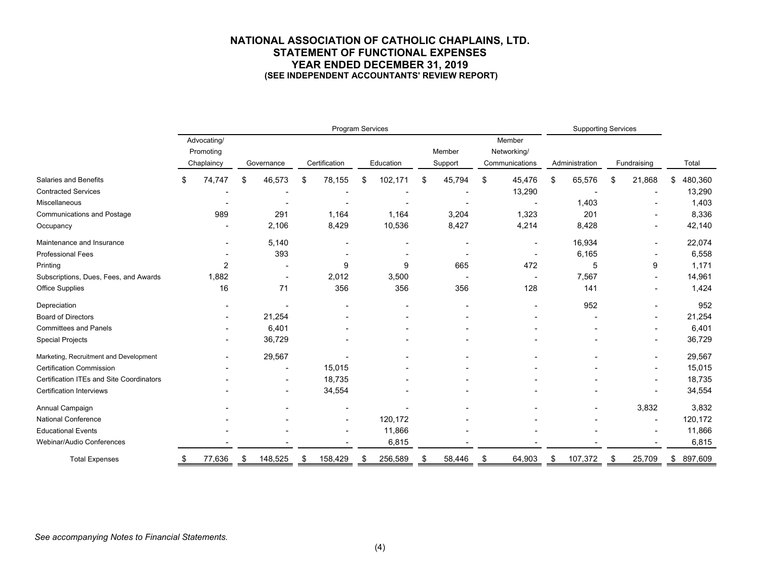# NATIONAL ASSOCIATION OF CATHOLIC CHAPLAINS, LTD.
## STATEMENT OF FUNCTIONAL EXPENSES
## YEAR ENDED DECEMBER 31, 2019
### (SEE INDEPENDENT ACCOUNTANTS' REVIEW REPORT)

| | Program Services | | | | | | Supporting Services | | |
|---|---|---|---|---|---|---|---|---|---|
| | Advocating/ Promoting Chaplaincy | Governance | Certification | Education | Member Support | Member Networking/ Communications | Administration | Fundraising | Total |
| Salaries and Benefits | $ 74,747 | $ 46,573 | $ 78,155 | $ 102,171 | $ 45,794 | $ 45,476 | $ 65,576 | $ 21,868 | $ 480,360 |
| Contracted Services | - | - | - | - | - | 13,290 | - | - | 13,290 |
| Miscellaneous | - | - | - | - | - | - | 1,403 | - | 1,403 |
| Communications and Postage | 989 | 291 | 1,164 | 1,164 | 3,204 | 1,323 | 201 | - | 8,336 |
| Occupancy | - | 2,106 | 8,429 | 10,536 | 8,427 | 4,214 | 8,428 | - | 42,140 |
| Maintenance and Insurance | - | 5,140 | - | - | - | - | 16,934 | - | 22,074 |
| Professional Fees | - | 393 | - | - | - | - | 6,165 | - | 6,558 |
| Printing | 2 | - | 9 | 9 | 665 | 472 | 5 | 9 | 1,171 |
| Subscriptions, Dues, Fees, and Awards | 1,882 | - | 2,012 | 3,500 | - | - | 7,567 | - | 14,961 |
| Office Supplies | 16 | 71 | 356 | 356 | 356 | 128 | 141 | - | 1,424 |
| Depreciation | - | - | - | - | - | - | 952 | - | 952 |
| Board of Directors | - | 21,254 | - | - | - | - | - | - | 21,254 |
| Committees and Panels | - | 6,401 | - | - | - | - | - | - | 6,401 |
| Special Projects | - | 36,729 | - | - | - | - | - | - | 36,729 |
| Marketing, Recruitment and Development | - | 29,567 | - | - | - | - | - | - | 29,567 |
| Certification Commission | - | - | 15,015 | - | - | - | - | - | 15,015 |
| Certification ITEs and Site Coordinators | - | - | 18,735 | - | - | - | - | - | 18,735 |
| Certification Interviews | - | - | 34,554 | - | - | - | - | - | 34,554 |
| Annual Campaign | - | - | - | - | - | - | - | 3,832 | 3,832 |
| National Conference | - | - | - | 120,172 | - | - | - | - | 120,172 |
| Educational Events | - | - | - | 11,866 | - | - | - | - | 11,866 |
| Webinar/Audio Conferences | - | - | - | 6,815 | - | - | - | - | 6,815 |
| Total Expenses | $ 77,636 | $ 148,525 | $ 158,429 | $ 256,589 | $ 58,446 | $ 64,903 | $ 107,372 | $ 25,709 | $ 897,609 |

*See accompanying Notes to Financial Statements.*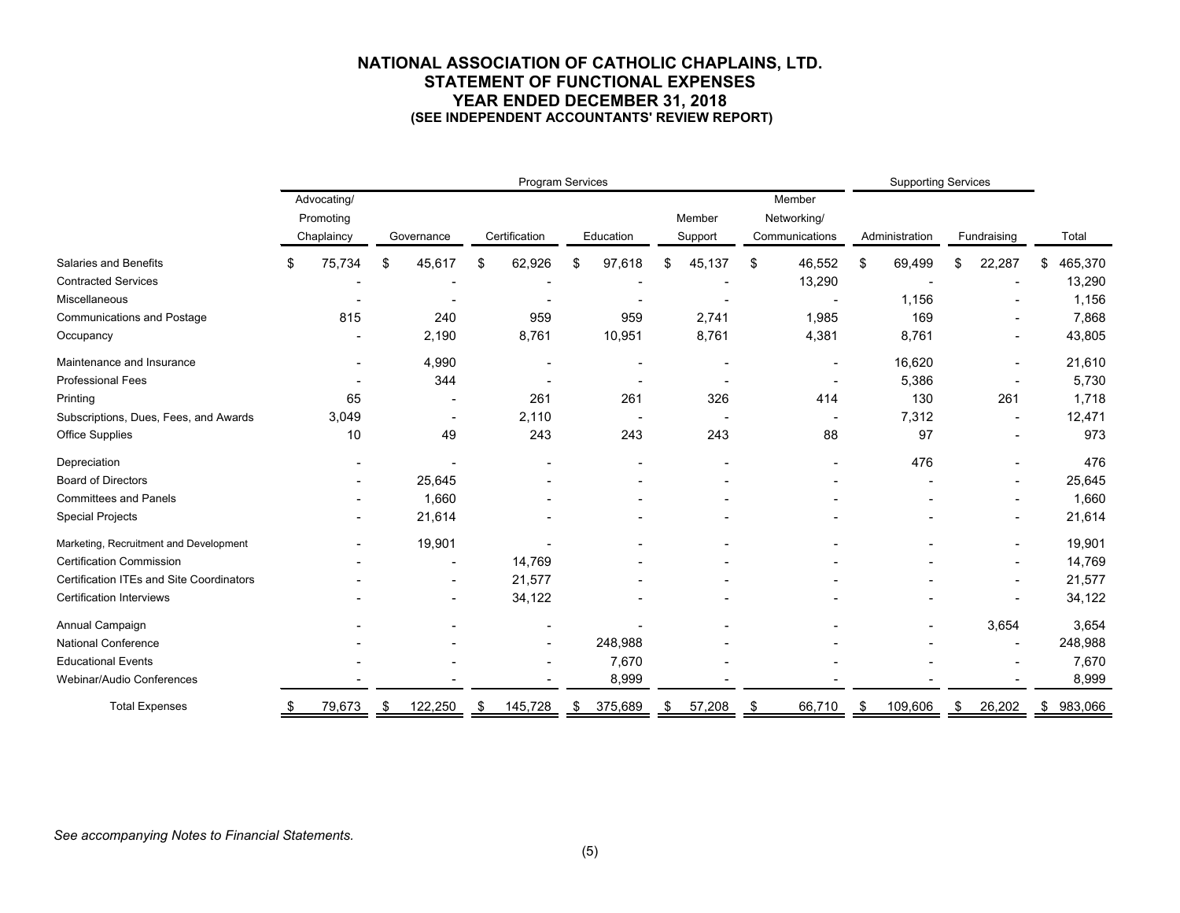# NATIONAL ASSOCIATION OF CATHOLIC CHAPLAINS, LTD.
## STATEMENT OF FUNCTIONAL EXPENSES
## YEAR ENDED DECEMBER 31, 2018
### (SEE INDEPENDENT ACCOUNTANTS' REVIEW REPORT)

| | Program Services | | | | | | Supporting Services | | |
|---|---|---|---|---|---|---|---|---|---|
| | Advocating/ Promoting Chaplaincy | Governance | Certification | Education | Member Support | Member Networking/ Communications | Administration | Fundraising | Total |
| Salaries and Benefits | $ 75,734 | $ 45,617 | $ 62,926 | $ 97,618 | $ 45,137 | $ 46,552 | $ 69,499 | $ 22,287 | $ 465,370 |
| Contracted Services | - | - | - | - | - | 13,290 | - | - | 13,290 |
| Miscellaneous | - | - | - | - | - | - | 1,156 | - | 1,156 |
| Communications and Postage | 815 | 240 | 959 | 959 | 2,741 | 1,985 | 169 | - | 7,868 |
| Occupancy | - | 2,190 | 8,761 | 10,951 | 8,761 | 4,381 | 8,761 | - | 43,805 |
| Maintenance and Insurance | - | 4,990 | - | - | - | - | 16,620 | - | 21,610 |
| Professional Fees | - | 344 | - | - | - | - | 5,386 | - | 5,730 |
| Printing | 65 | - | 261 | 261 | 326 | 414 | 130 | 261 | 1,718 |
| Subscriptions, Dues, Fees, and Awards | 3,049 | - | 2,110 | - | - | - | 7,312 | - | 12,471 |
| Office Supplies | 10 | 49 | 243 | 243 | 243 | 88 | 97 | - | 973 |
| Depreciation | - | - | - | - | - | - | 476 | - | 476 |
| Board of Directors | - | 25,645 | - | - | - | - | - | - | 25,645 |
| Committees and Panels | - | 1,660 | - | - | - | - | - | - | 1,660 |
| Special Projects | - | 21,614 | - | - | - | - | - | - | 21,614 |
| Marketing, Recruitment and Development | - | 19,901 | - | - | - | - | - | - | 19,901 |
| Certification Commission | - | - | 14,769 | - | - | - | - | - | 14,769 |
| Certification ITEs and Site Coordinators | - | - | 21,577 | - | - | - | - | - | 21,577 |
| Certification Interviews | - | - | 34,122 | - | - | - | - | - | 34,122 |
| Annual Campaign | - | - | - | - | - | - | - | 3,654 | 3,654 |
| National Conference | - | - | - | 248,988 | - | - | - | - | 248,988 |
| Educational Events | - | - | - | 7,670 | - | - | - | - | 7,670 |
| Webinar/Audio Conferences | - | - | - | 8,999 | - | - | - | - | 8,999 |
| Total Expenses | $ 79,673 | $ 122,250 | $ 145,728 | $ 375,689 | $ 57,208 | $ 66,710 | $ 109,606 | $ 26,202 | $ 983,066 |

*See accompanying Notes to Financial Statements.*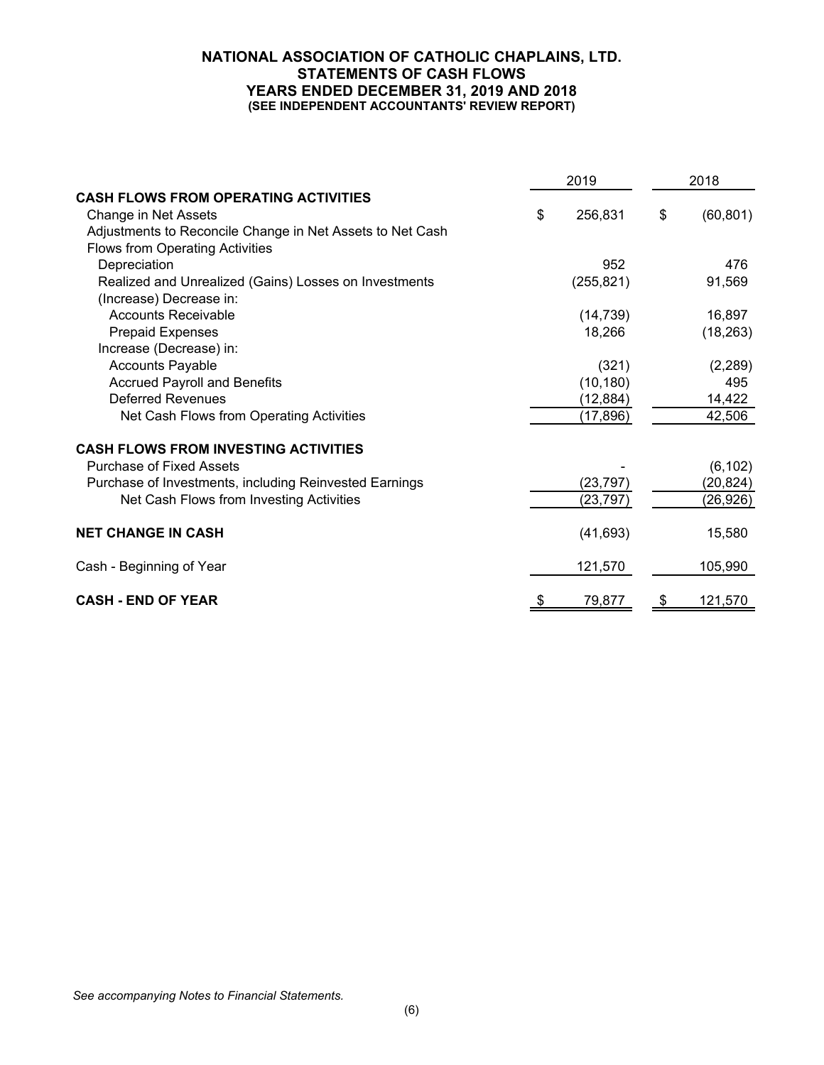# NATIONAL ASSOCIATION OF CATHOLIC CHAPLAINS, LTD.
## STATEMENTS OF CASH FLOWS
### YEARS ENDED DECEMBER 31, 2019 AND 2018
**(SEE INDEPENDENT ACCOUNTANTS' REVIEW REPORT)**

| | 2019 | 2018 |
|---|---|---|
| **CASH FLOWS FROM OPERATING ACTIVITIES** | | |
| Change in Net Assets | $ 256,831 | $ (60,801) |
| Adjustments to Reconcile Change in Net Assets to Net Cash Flows from Operating Activities | | |
| Depreciation | 952 | 476 |
| Realized and Unrealized (Gains) Losses on Investments | (255,821) | 91,569 |
| (Increase) Decrease in: | | |
| Accounts Receivable | (14,739) | 16,897 |
| Prepaid Expenses | 18,266 | (18,263) |
| Increase (Decrease) in: | | |
| Accounts Payable | (321) | (2,289) |
| Accrued Payroll and Benefits | (10,180) | 495 |
| Deferred Revenues | (12,884) | 14,422 |
| Net Cash Flows from Operating Activities | (17,896) | 42,506 |
| **CASH FLOWS FROM INVESTING ACTIVITIES** | | |
| Purchase of Fixed Assets | - | (6,102) |
| Purchase of Investments, including Reinvested Earnings | (23,797) | (20,824) |
| Net Cash Flows from Investing Activities | (23,797) | (26,926) |
| **NET CHANGE IN CASH** | (41,693) | 15,580 |
| Cash - Beginning of Year | 121,570 | 105,990 |
| **CASH - END OF YEAR** | $ 79,877 | $ 121,570 |

*See accompanying Notes to Financial Statements.*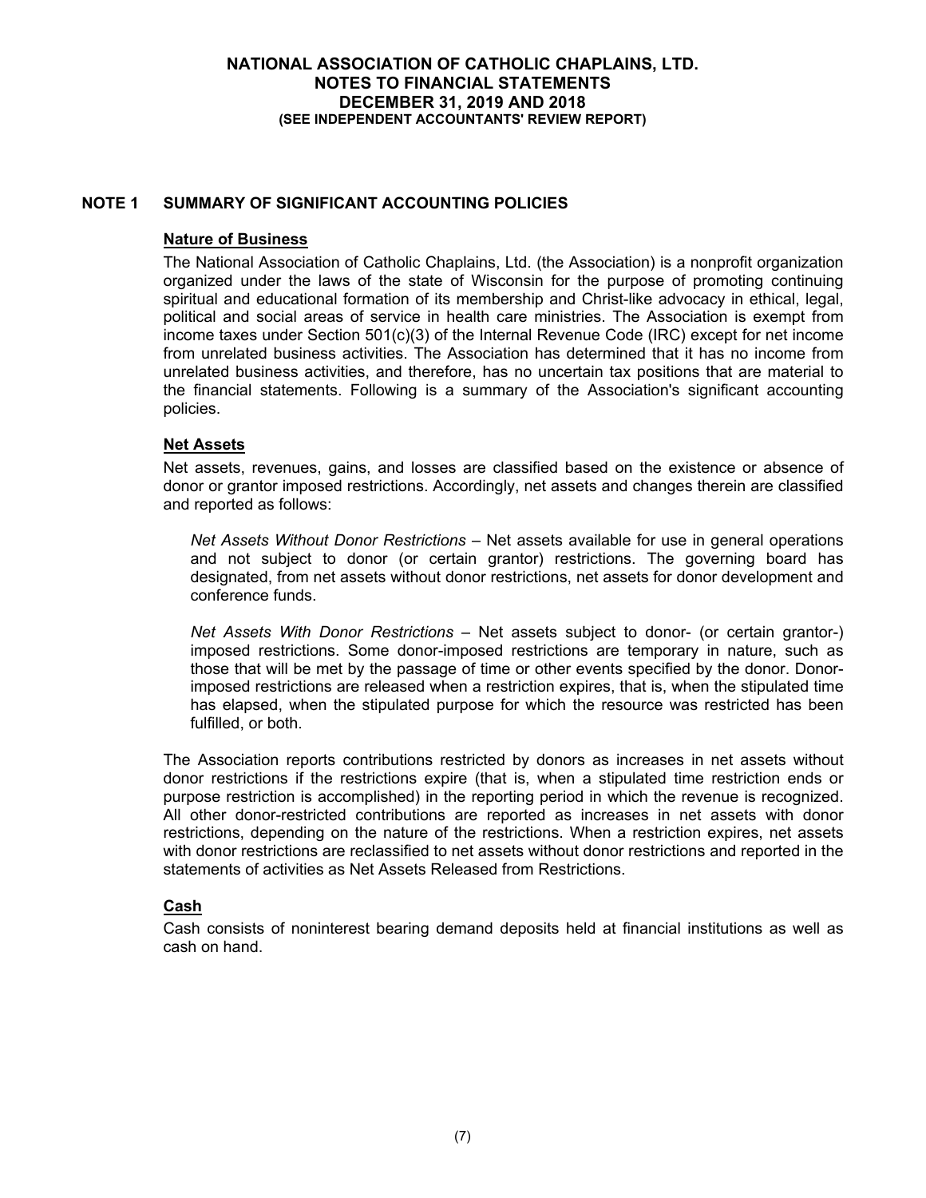# NATIONAL ASSOCIATION OF CATHOLIC CHAPLAINS, LTD.
## NOTES TO FINANCIAL STATEMENTS
## DECEMBER 31, 2019 AND 2018
**(SEE INDEPENDENT ACCOUNTANTS' REVIEW REPORT)**

## NOTE 1 SUMMARY OF SIGNIFICANT ACCOUNTING POLICIES

### Nature of Business

The National Association of Catholic Chaplains, Ltd. (the Association) is a nonprofit organization organized under the laws of the state of Wisconsin for the purpose of promoting continuing spiritual and educational formation of its membership and Christ-like advocacy in ethical, legal, political and social areas of service in health care ministries. The Association is exempt from income taxes under Section 501(c)(3) of the Internal Revenue Code (IRC) except for net income from unrelated business activities. The Association has determined that it has no income from unrelated business activities, and therefore, has no uncertain tax positions that are material to the financial statements. Following is a summary of the Association's significant accounting policies.

### Net Assets

Net assets, revenues, gains, and losses are classified based on the existence or absence of donor or grantor imposed restrictions. Accordingly, net assets and changes therein are classified and reported as follows:

*Net Assets Without Donor Restrictions* – Net assets available for use in general operations and not subject to donor (or certain grantor) restrictions. The governing board has designated, from net assets without donor restrictions, net assets for donor development and conference funds.

*Net Assets With Donor Restrictions* – Net assets subject to donor- (or certain grantor-) imposed restrictions. Some donor-imposed restrictions are temporary in nature, such as those that will be met by the passage of time or other events specified by the donor. Donor-imposed restrictions are released when a restriction expires, that is, when the stipulated time has elapsed, when the stipulated purpose for which the resource was restricted has been fulfilled, or both.

The Association reports contributions restricted by donors as increases in net assets without donor restrictions if the restrictions expire (that is, when a stipulated time restriction ends or purpose restriction is accomplished) in the reporting period in which the revenue is recognized. All other donor-restricted contributions are reported as increases in net assets with donor restrictions, depending on the nature of the restrictions. When a restriction expires, net assets with donor restrictions are reclassified to net assets without donor restrictions and reported in the statements of activities as Net Assets Released from Restrictions.

### Cash

Cash consists of noninterest bearing demand deposits held at financial institutions as well as cash on hand.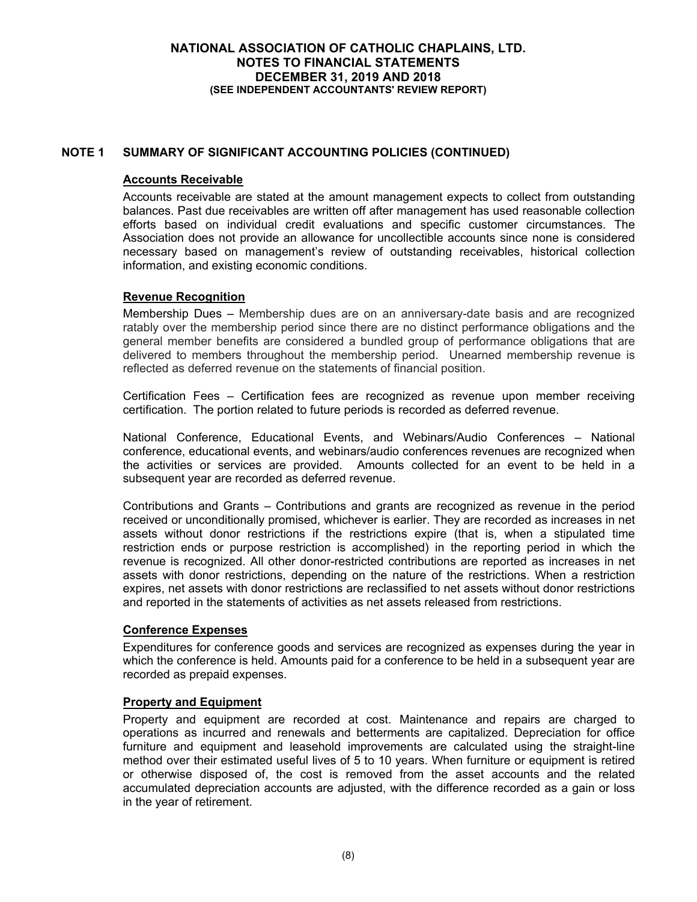# NATIONAL ASSOCIATION OF CATHOLIC CHAPLAINS, LTD.
## NOTES TO FINANCIAL STATEMENTS
## DECEMBER 31, 2019 AND 2018
**(SEE INDEPENDENT ACCOUNTANTS' REVIEW REPORT)**

## NOTE 1 SUMMARY OF SIGNIFICANT ACCOUNTING POLICIES (CONTINUED)

### Accounts Receivable

Accounts receivable are stated at the amount management expects to collect from outstanding balances. Past due receivables are written off after management has used reasonable collection efforts based on individual credit evaluations and specific customer circumstances. The Association does not provide an allowance for uncollectible accounts since none is considered necessary based on management's review of outstanding receivables, historical collection information, and existing economic conditions.

### Revenue Recognition

Membership Dues – Membership dues are on an anniversary-date basis and are recognized ratably over the membership period since there are no distinct performance obligations and the general member benefits are considered a bundled group of performance obligations that are delivered to members throughout the membership period. Unearned membership revenue is reflected as deferred revenue on the statements of financial position.

Certification Fees – Certification fees are recognized as revenue upon member receiving certification. The portion related to future periods is recorded as deferred revenue.

National Conference, Educational Events, and Webinars/Audio Conferences – National conference, educational events, and webinars/audio conferences revenues are recognized when the activities or services are provided. Amounts collected for an event to be held in a subsequent year are recorded as deferred revenue.

Contributions and Grants – Contributions and grants are recognized as revenue in the period received or unconditionally promised, whichever is earlier. They are recorded as increases in net assets without donor restrictions if the restrictions expire (that is, when a stipulated time restriction ends or purpose restriction is accomplished) in the reporting period in which the revenue is recognized. All other donor-restricted contributions are reported as increases in net assets with donor restrictions, depending on the nature of the restrictions. When a restriction expires, net assets with donor restrictions are reclassified to net assets without donor restrictions and reported in the statements of activities as net assets released from restrictions.

### Conference Expenses

Expenditures for conference goods and services are recognized as expenses during the year in which the conference is held. Amounts paid for a conference to be held in a subsequent year are recorded as prepaid expenses.

### Property and Equipment

Property and equipment are recorded at cost. Maintenance and repairs are charged to operations as incurred and renewals and betterments are capitalized. Depreciation for office furniture and equipment and leasehold improvements are calculated using the straight-line method over their estimated useful lives of 5 to 10 years. When furniture or equipment is retired or otherwise disposed of, the cost is removed from the asset accounts and the related accumulated depreciation accounts are adjusted, with the difference recorded as a gain or loss in the year of retirement.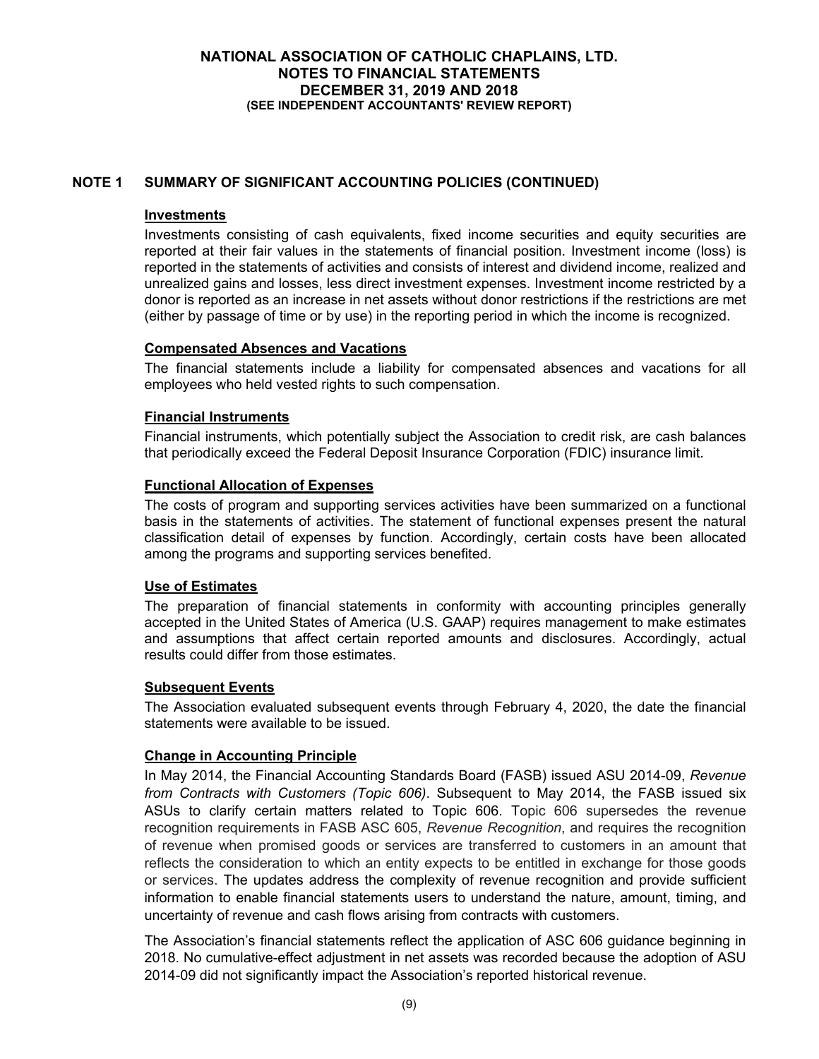NATIONAL ASSOCIATION OF CATHOLIC CHAPLAINS, LTD.
NOTES TO FINANCIAL STATEMENTS
DECEMBER 31, 2019 AND 2018
(SEE INDEPENDENT ACCOUNTANTS' REVIEW REPORT)

## NOTE 1 SUMMARY OF SIGNIFICANT ACCOUNTING POLICIES (CONTINUED)

### Investments

Investments consisting of cash equivalents, fixed income securities and equity securities are reported at their fair values in the statements of financial position. Investment income (loss) is reported in the statements of activities and consists of interest and dividend income, realized and unrealized gains and losses, less direct investment expenses. Investment income restricted by a donor is reported as an increase in net assets without donor restrictions if the restrictions are met (either by passage of time or by use) in the reporting period in which the income is recognized.

### Compensated Absences and Vacations

The financial statements include a liability for compensated absences and vacations for all employees who held vested rights to such compensation.

### Financial Instruments

Financial instruments, which potentially subject the Association to credit risk, are cash balances that periodically exceed the Federal Deposit Insurance Corporation (FDIC) insurance limit.

### Functional Allocation of Expenses

The costs of program and supporting services activities have been summarized on a functional basis in the statements of activities. The statement of functional expenses present the natural classification detail of expenses by function. Accordingly, certain costs have been allocated among the programs and supporting services benefited.

### Use of Estimates

The preparation of financial statements in conformity with accounting principles generally accepted in the United States of America (U.S. GAAP) requires management to make estimates and assumptions that affect certain reported amounts and disclosures. Accordingly, actual results could differ from those estimates.

### Subsequent Events

The Association evaluated subsequent events through February 4, 2020, the date the financial statements were available to be issued.

### Change in Accounting Principle

In May 2014, the Financial Accounting Standards Board (FASB) issued ASU 2014-09, *Revenue from Contracts with Customers (Topic 606)*. Subsequent to May 2014, the FASB issued six ASUs to clarify certain matters related to Topic 606. Topic 606 supersedes the revenue recognition requirements in FASB ASC 605, *Revenue Recognition*, and requires the recognition of revenue when promised goods or services are transferred to customers in an amount that reflects the consideration to which an entity expects to be entitled in exchange for those goods or services. The updates address the complexity of revenue recognition and provide sufficient information to enable financial statements users to understand the nature, amount, timing, and uncertainty of revenue and cash flows arising from contracts with customers.

The Association's financial statements reflect the application of ASC 606 guidance beginning in 2018. No cumulative-effect adjustment in net assets was recorded because the adoption of ASU 2014-09 did not significantly impact the Association's reported historical revenue.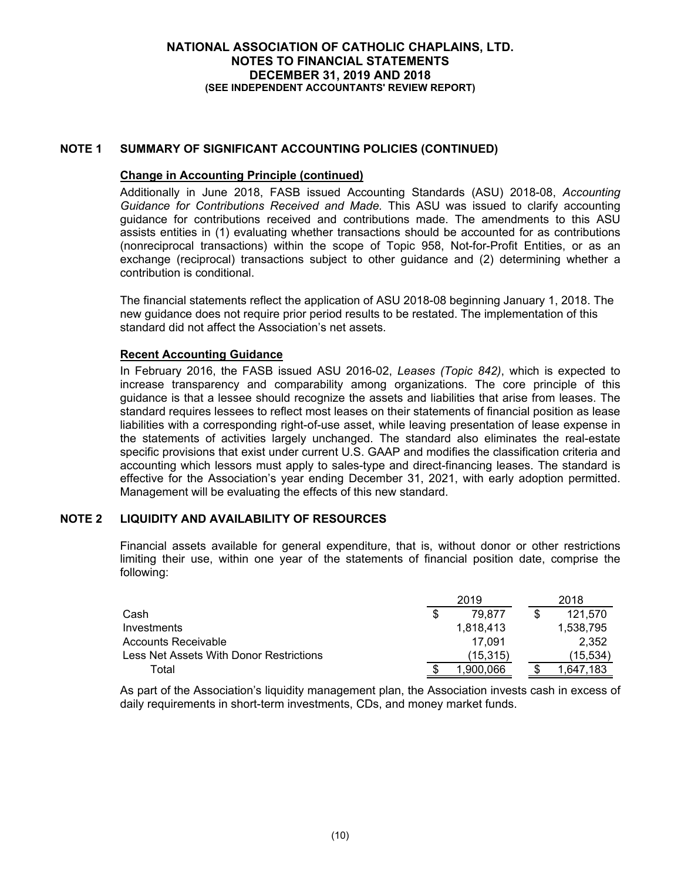# NATIONAL ASSOCIATION OF CATHOLIC CHAPLAINS, LTD.
## NOTES TO FINANCIAL STATEMENTS
## DECEMBER 31, 2019 AND 2018
### (SEE INDEPENDENT ACCOUNTANTS' REVIEW REPORT)

## NOTE 1 SUMMARY OF SIGNIFICANT ACCOUNTING POLICIES (CONTINUED)

**Change in Accounting Principle (continued)**

Additionally in June 2018, FASB issued Accounting Standards (ASU) 2018-08, *Accounting Guidance for Contributions Received and Made.* This ASU was issued to clarify accounting guidance for contributions received and contributions made. The amendments to this ASU assists entities in (1) evaluating whether transactions should be accounted for as contributions (nonreciprocal transactions) within the scope of Topic 958, Not-for-Profit Entities, or as an exchange (reciprocal) transactions subject to other guidance and (2) determining whether a contribution is conditional.

The financial statements reflect the application of ASU 2018-08 beginning January 1, 2018. The new guidance does not require prior period results to be restated. The implementation of this standard did not affect the Association's net assets.

**Recent Accounting Guidance**

In February 2016, the FASB issued ASU 2016-02, *Leases (Topic 842)*, which is expected to increase transparency and comparability among organizations. The core principle of this guidance is that a lessee should recognize the assets and liabilities that arise from leases. The standard requires lessees to reflect most leases on their statements of financial position as lease liabilities with a corresponding right-of-use asset, while leaving presentation of lease expense in the statements of activities largely unchanged. The standard also eliminates the real-estate specific provisions that exist under current U.S. GAAP and modifies the classification criteria and accounting which lessors must apply to sales-type and direct-financing leases. The standard is effective for the Association's year ending December 31, 2021, with early adoption permitted. Management will be evaluating the effects of this new standard.

## NOTE 2 LIQUIDITY AND AVAILABILITY OF RESOURCES

Financial assets available for general expenditure, that is, without donor or other restrictions limiting their use, within one year of the statements of financial position date, comprise the following:

| | 2019 | 2018 |
|---|---|---|
| Cash | $ 79,877 | $ 121,570 |
| Investments | 1,818,413 | 1,538,795 |
| Accounts Receivable | 17,091 | 2,352 |
| Less Net Assets With Donor Restrictions | (15,315) | (15,534) |
| Total | $ 1,900,066 | $ 1,647,183 |

As part of the Association's liquidity management plan, the Association invests cash in excess of daily requirements in short-term investments, CDs, and money market funds.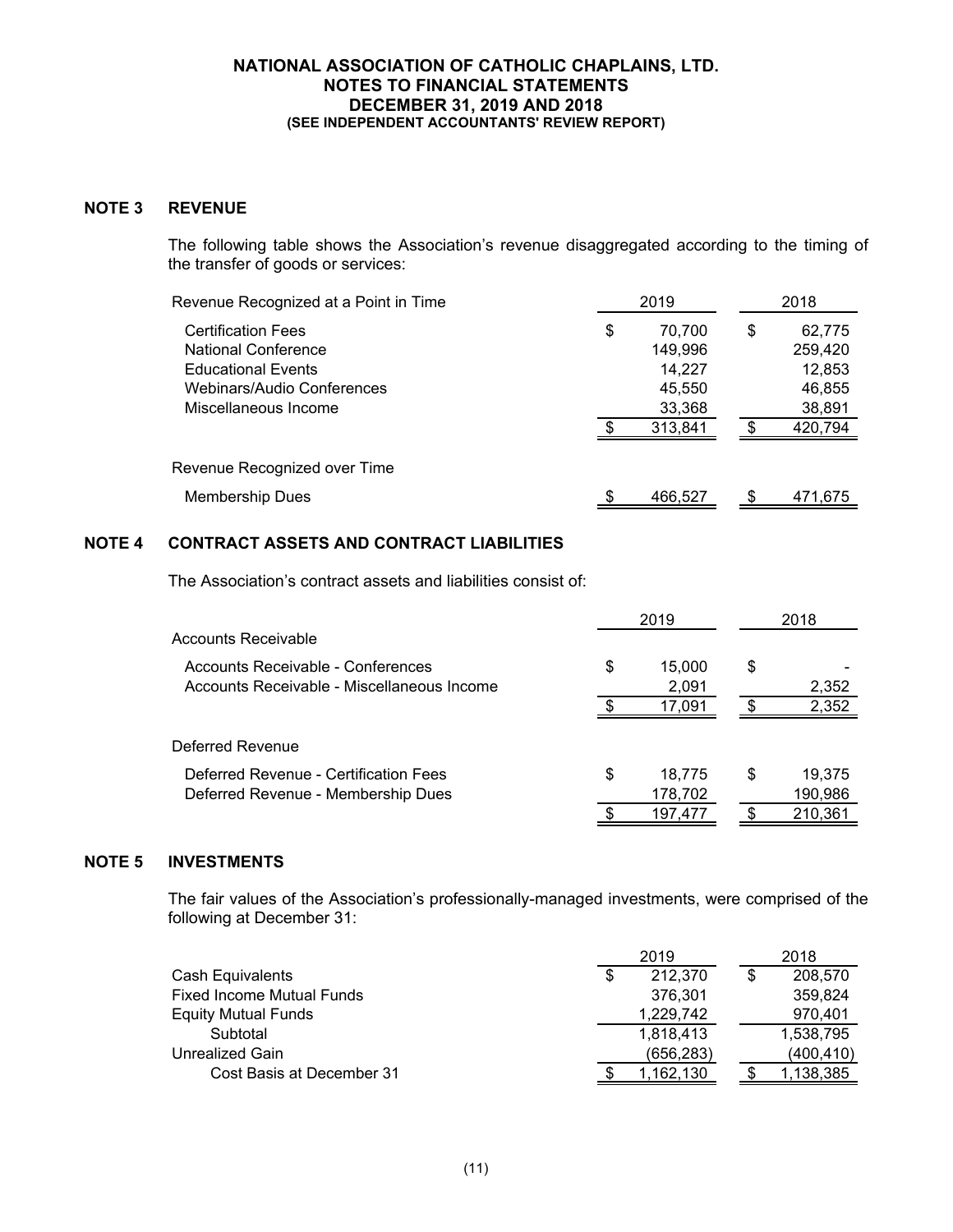**NATIONAL ASSOCIATION OF CATHOLIC CHAPLAINS, LTD.**
**NOTES TO FINANCIAL STATEMENTS**
**DECEMBER 31, 2019 AND 2018**
**(SEE INDEPENDENT ACCOUNTANTS' REVIEW REPORT)**

## NOTE 3 REVENUE

The following table shows the Association's revenue disaggregated according to the timing of the transfer of goods or services:

| Revenue Recognized at a Point in Time | 2019 | 2018 |
|---|---|---|
| Certification Fees | $ 70,700 | $ 62,775 |
| National Conference | 149,996 | 259,420 |
| Educational Events | 14,227 | 12,853 |
| Webinars/Audio Conferences | 45,550 | 46,855 |
| Miscellaneous Income | 33,368 | 38,891 |
| | $ 313,841 | $ 420,794 |
| **Revenue Recognized over Time** | | |
| Membership Dues | $ 466,527 | $ 471,675 |

## NOTE 4 CONTRACT ASSETS AND CONTRACT LIABILITIES

The Association's contract assets and liabilities consist of:

| | 2019 | 2018 |
|---|---|---|
| **Accounts Receivable** | | |
| Accounts Receivable - Conferences | $ 15,000 | $ - |
| Accounts Receivable - Miscellaneous Income | 2,091 | 2,352 |
| | $ 17,091 | $ 2,352 |
| **Deferred Revenue** | | |
| Deferred Revenue - Certification Fees | $ 18,775 | $ 19,375 |
| Deferred Revenue - Membership Dues | 178,702 | 190,986 |
| | $ 197,477 | $ 210,361 |

## NOTE 5 INVESTMENTS

The fair values of the Association's professionally-managed investments, were comprised of the following at December 31:

| | 2019 | 2018 |
|---|---|---|
| Cash Equivalents | $ 212,370 | $ 208,570 |
| Fixed Income Mutual Funds | 376,301 | 359,824 |
| Equity Mutual Funds | 1,229,742 | 970,401 |
| Subtotal | 1,818,413 | 1,538,795 |
| Unrealized Gain | (656,283) | (400,410) |
| Cost Basis at December 31 | $ 1,162,130 | $ 1,138,385 |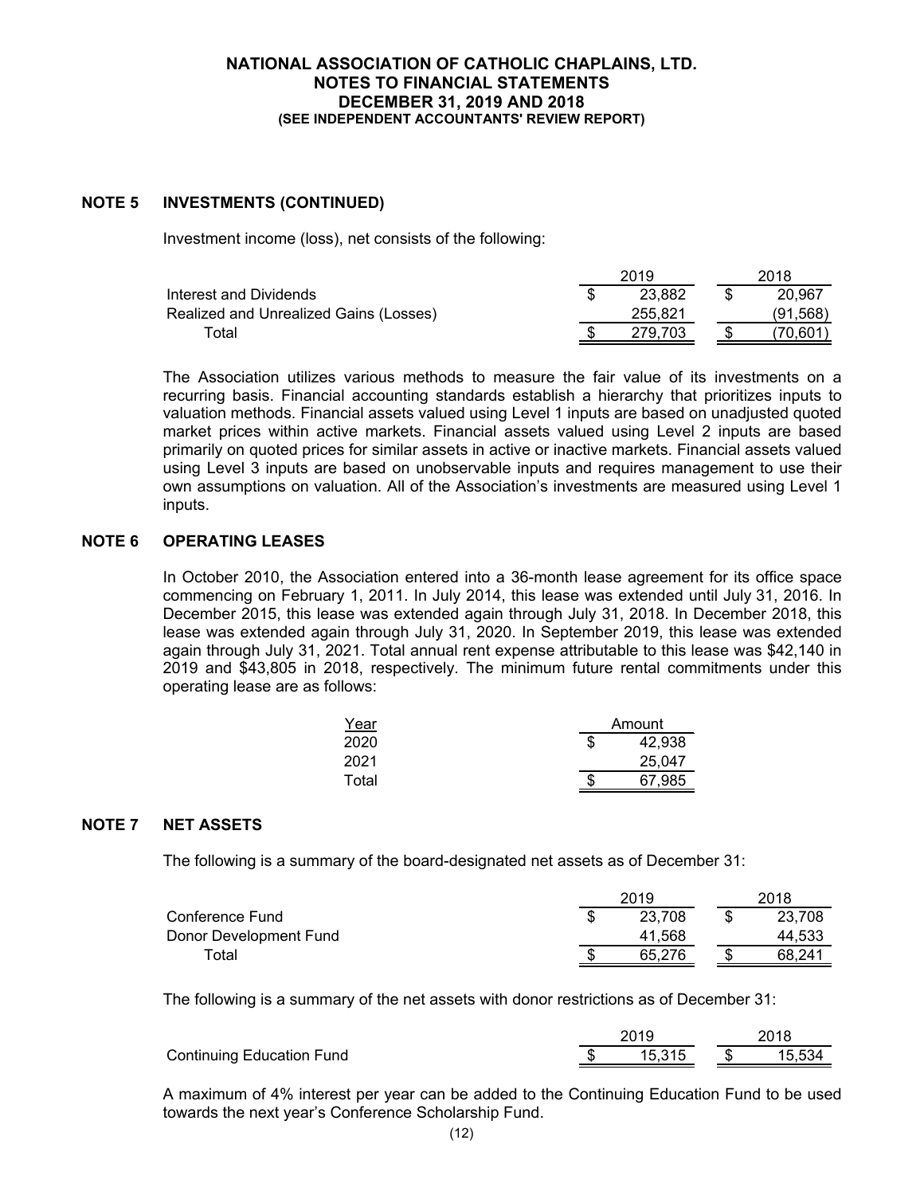# NATIONAL ASSOCIATION OF CATHOLIC CHAPLAINS, LTD.
## NOTES TO FINANCIAL STATEMENTS
## DECEMBER 31, 2019 AND 2018
### (SEE INDEPENDENT ACCOUNTANTS' REVIEW REPORT)

## NOTE 5 INVESTMENTS (CONTINUED)

Investment income (loss), net consists of the following:

| | 2019 | 2018 |
|---|---|---|
| Interest and Dividends | $ 23,882 | $ 20,967 |
| Realized and Unrealized Gains (Losses) | 255,821 | (91,568) |
| Total | $ 279,703 | $ (70,601) |

The Association utilizes various methods to measure the fair value of its investments on a recurring basis. Financial accounting standards establish a hierarchy that prioritizes inputs to valuation methods. Financial assets valued using Level 1 inputs are based on unadjusted quoted market prices within active markets. Financial assets valued using Level 2 inputs are based primarily on quoted prices for similar assets in active or inactive markets. Financial assets valued using Level 3 inputs are based on unobservable inputs and requires management to use their own assumptions on valuation. All of the Association's investments are measured using Level 1 inputs.

## NOTE 6 OPERATING LEASES

In October 2010, the Association entered into a 36-month lease agreement for its office space commencing on February 1, 2011. In July 2014, this lease was extended until July 31, 2016. In December 2015, this lease was extended again through July 31, 2018. In December 2018, this lease was extended again through July 31, 2020. In September 2019, this lease was extended again through July 31, 2021. Total annual rent expense attributable to this lease was $42,140 in 2019 and $43,805 in 2018, respectively. The minimum future rental commitments under this operating lease are as follows:

| Year | Amount |
|---|---|
| 2020 | $ 42,938 |
| 2021 | 25,047 |
| Total | $ 67,985 |

## NOTE 7 NET ASSETS

The following is a summary of the board-designated net assets as of December 31:

| | 2019 | 2018 |
|---|---|---|
| Conference Fund | $ 23,708 | $ 23,708 |
| Donor Development Fund | 41,568 | 44,533 |
| Total | $ 65,276 | $ 68,241 |

The following is a summary of the net assets with donor restrictions as of December 31:

| | 2019 | 2018 |
|---|---|---|
| Continuing Education Fund | $ 15,315 | $ 15,534 |

A maximum of 4% interest per year can be added to the Continuing Education Fund to be used towards the next year's Conference Scholarship Fund.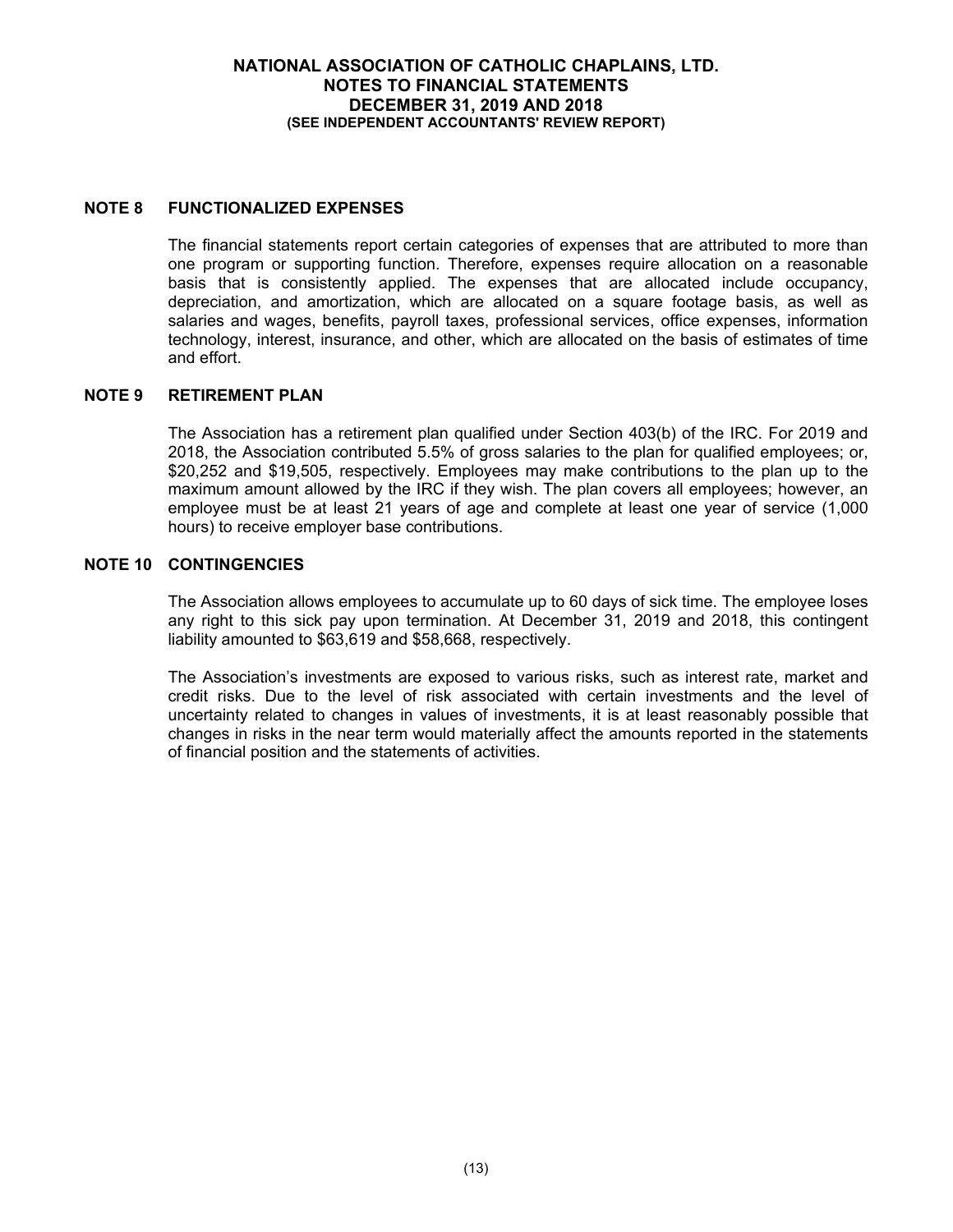## NOTE 8 FUNCTIONALIZED EXPENSES

The financial statements report certain categories of expenses that are attributed to more than one program or supporting function. Therefore, expenses require allocation on a reasonable basis that is consistently applied. The expenses that are allocated include occupancy, depreciation, and amortization, which are allocated on a square footage basis, as well as salaries and wages, benefits, payroll taxes, professional services, office expenses, information technology, interest, insurance, and other, which are allocated on the basis of estimates of time and effort.

## NOTE 9 RETIREMENT PLAN

The Association has a retirement plan qualified under Section 403(b) of the IRC. For 2019 and 2018, the Association contributed 5.5% of gross salaries to the plan for qualified employees; or, $20,252 and $19,505, respectively. Employees may make contributions to the plan up to the maximum amount allowed by the IRC if they wish. The plan covers all employees; however, an employee must be at least 21 years of age and complete at least one year of service (1,000 hours) to receive employer base contributions.

## NOTE 10 CONTINGENCIES

The Association allows employees to accumulate up to 60 days of sick time. The employee loses any right to this sick pay upon termination. At December 31, 2019 and 2018, this contingent liability amounted to $63,619 and $58,668, respectively.

The Association's investments are exposed to various risks, such as interest rate, market and credit risks. Due to the level of risk associated with certain investments and the level of uncertainty related to changes in values of investments, it is at least reasonably possible that changes in risks in the near term would materially affect the amounts reported in the statements of financial position and the statements of activities.